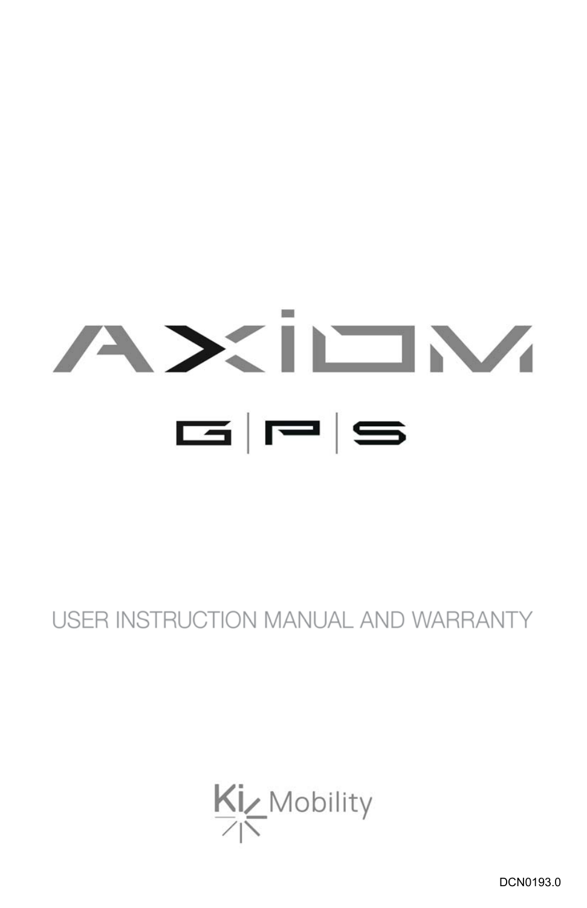# AXIOM

## G | P | S

USER INSTRUCTION MANUAL AND WARRANTY

Ki Mobility

DCN0193.0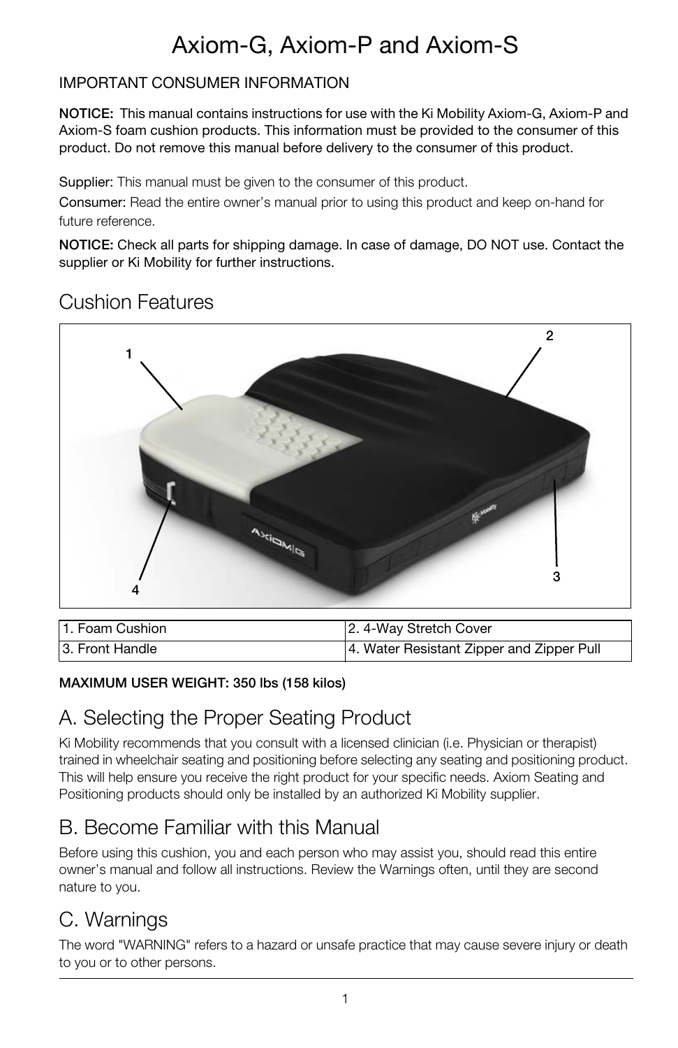# Axiom-G, Axiom-P and Axiom-S

IMPORTANT CONSUMER INFORMATION

**NOTICE:** This manual contains instructions for use with the Ki Mobility Axiom-G, Axiom-P and Axiom-S foam cushion products. This information must be provided to the consumer of this product. Do not remove this manual before delivery to the consumer of this product.

**Supplier:** This manual must be given to the consumer of this product.

**Consumer:** Read the entire owner's manual prior to using this product and keep on-hand for future reference.

**NOTICE:** Check all parts for shipping damage. In case of damage, DO NOT use. Contact the supplier or Ki Mobility for further instructions.

## Cushion Features

| 1. Foam Cushion | 2. 4-Way Stretch Cover |
|---|---|
| 3. Front Handle | 4. Water Resistant Zipper and Zipper Pull |

**MAXIMUM USER WEIGHT: 350 lbs (158 kilos)**

## A. Selecting the Proper Seating Product

Ki Mobility recommends that you consult with a licensed clinician (i.e. Physician or therapist) trained in wheelchair seating and positioning before selecting any seating and positioning product. This will help ensure you receive the right product for your specific needs. Axiom Seating and Positioning products should only be installed by an authorized Ki Mobility supplier.

## B. Become Familiar with this Manual

Before using this cushion, you and each person who may assist you, should read this entire owner's manual and follow all instructions. Review the Warnings often, until they are second nature to you.

## C. Warnings

The word "WARNING" refers to a hazard or unsafe practice that may cause severe injury or death to you or to other persons.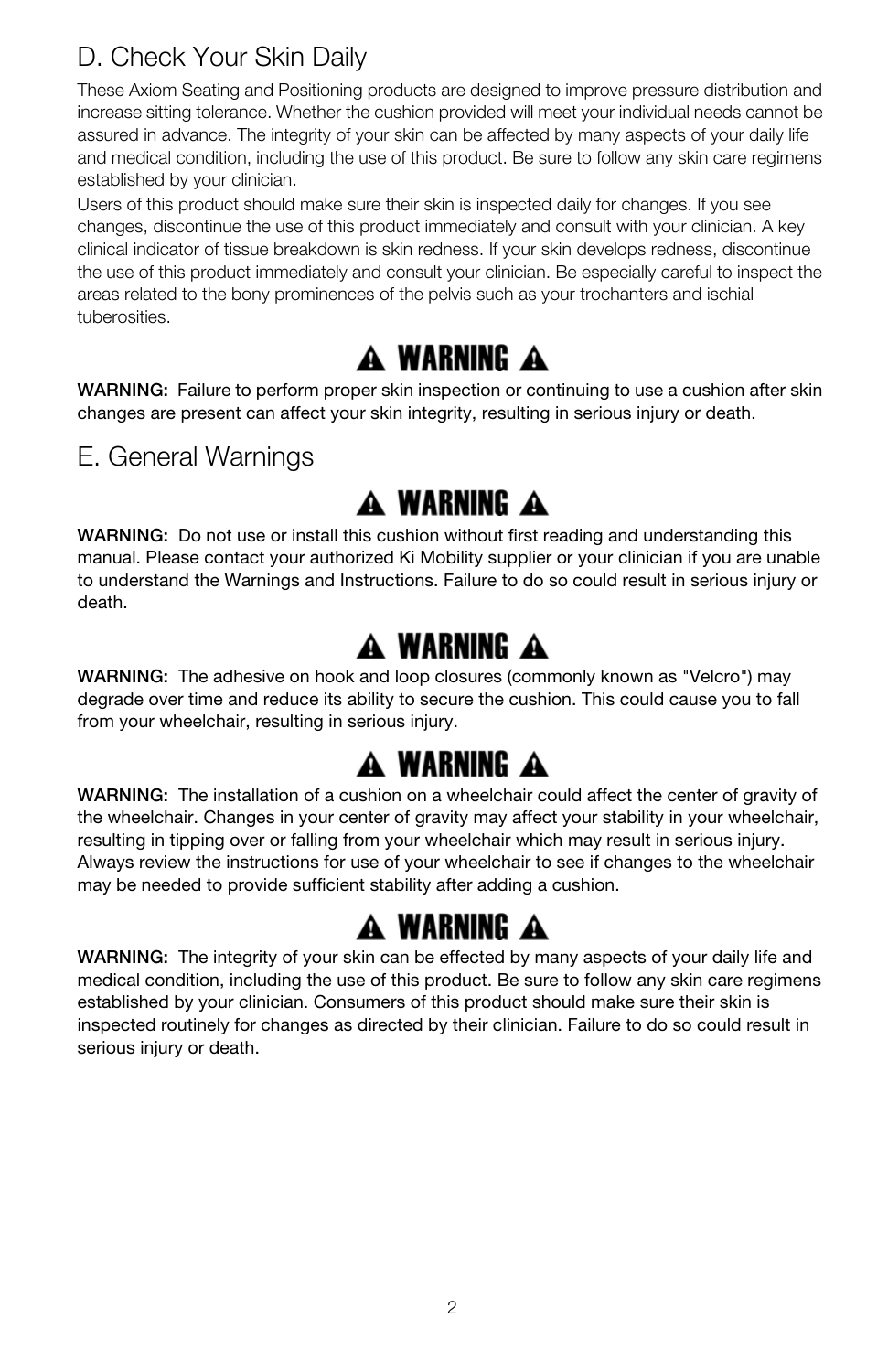## D. Check Your Skin Daily

These Axiom Seating and Positioning products are designed to improve pressure distribution and increase sitting tolerance. Whether the cushion provided will meet your individual needs cannot be assured in advance. The integrity of your skin can be affected by many aspects of your daily life and medical condition, including the use of this product. Be sure to follow any skin care regimens established by your clinician.

Users of this product should make sure their skin is inspected daily for changes. If you see changes, discontinue the use of this product immediately and consult with your clinician. A key clinical indicator of tissue breakdown is skin redness. If your skin develops redness, discontinue the use of this product immediately and consult your clinician. Be especially careful to inspect the areas related to the bony prominences of the pelvis such as your trochanters and ischial tuberosities.

**⚠ WARNING ⚠**

**WARNING:** Failure to perform proper skin inspection or continuing to use a cushion after skin changes are present can affect your skin integrity, resulting in serious injury or death.

## E. General Warnings

**⚠ WARNING ⚠**

**WARNING:** Do not use or install this cushion without first reading and understanding this manual. Please contact your authorized Ki Mobility supplier or your clinician if you are unable to understand the Warnings and Instructions. Failure to do so could result in serious injury or death.

**⚠ WARNING ⚠**

**WARNING:** The adhesive on hook and loop closures (commonly known as "Velcro") may degrade over time and reduce its ability to secure the cushion. This could cause you to fall from your wheelchair, resulting in serious injury.

**⚠ WARNING ⚠**

**WARNING:** The installation of a cushion on a wheelchair could affect the center of gravity of the wheelchair. Changes in your center of gravity may affect your stability in your wheelchair, resulting in tipping over or falling from your wheelchair which may result in serious injury. Always review the instructions for use of your wheelchair to see if changes to the wheelchair may be needed to provide sufficient stability after adding a cushion.

**⚠ WARNING ⚠**

**WARNING:** The integrity of your skin can be effected by many aspects of your daily life and medical condition, including the use of this product. Be sure to follow any skin care regimens established by your clinician. Consumers of this product should make sure their skin is inspected routinely for changes as directed by their clinician. Failure to do so could result in serious injury or death.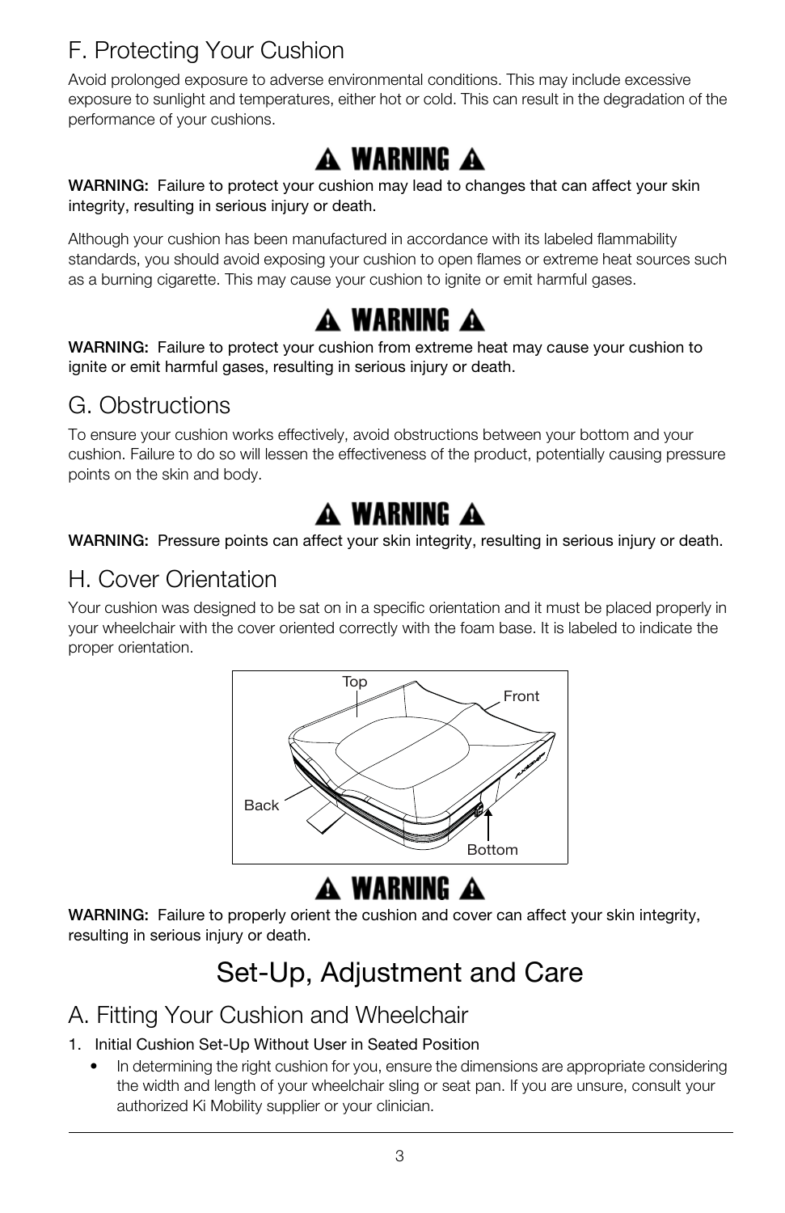## F. Protecting Your Cushion

Avoid prolonged exposure to adverse environmental conditions. This may include excessive exposure to sunlight and temperatures, either hot or cold. This can result in the degradation of the performance of your cushions.

**⚠ WARNING ⚠**

WARNING: Failure to protect your cushion may lead to changes that can affect your skin integrity, resulting in serious injury or death.

Although your cushion has been manufactured in accordance with its labeled flammability standards, you should avoid exposing your cushion to open flames or extreme heat sources such as a burning cigarette. This may cause your cushion to ignite or emit harmful gases.

**⚠ WARNING ⚠**

WARNING: Failure to protect your cushion from extreme heat may cause your cushion to ignite or emit harmful gases, resulting in serious injury or death.

## G. Obstructions

To ensure your cushion works effectively, avoid obstructions between your bottom and your cushion. Failure to do so will lessen the effectiveness of the product, potentially causing pressure points on the skin and body.

**⚠ WARNING ⚠**

WARNING: Pressure points can affect your skin integrity, resulting in serious injury or death.

## H. Cover Orientation

Your cushion was designed to be sat on in a specific orientation and it must be placed properly in your wheelchair with the cover oriented correctly with the foam base. It is labeled to indicate the proper orientation.

Top
Front
Back
Bottom

**⚠ WARNING ⚠**

WARNING: Failure to properly orient the cushion and cover can affect your skin integrity, resulting in serious injury or death.

# Set-Up, Adjustment and Care

## A. Fitting Your Cushion and Wheelchair

1. Initial Cushion Set-Up Without User in Seated Position
   - In determining the right cushion for you, ensure the dimensions are appropriate considering the width and length of your wheelchair sling or seat pan. If you are unsure, consult your authorized Ki Mobility supplier or your clinician.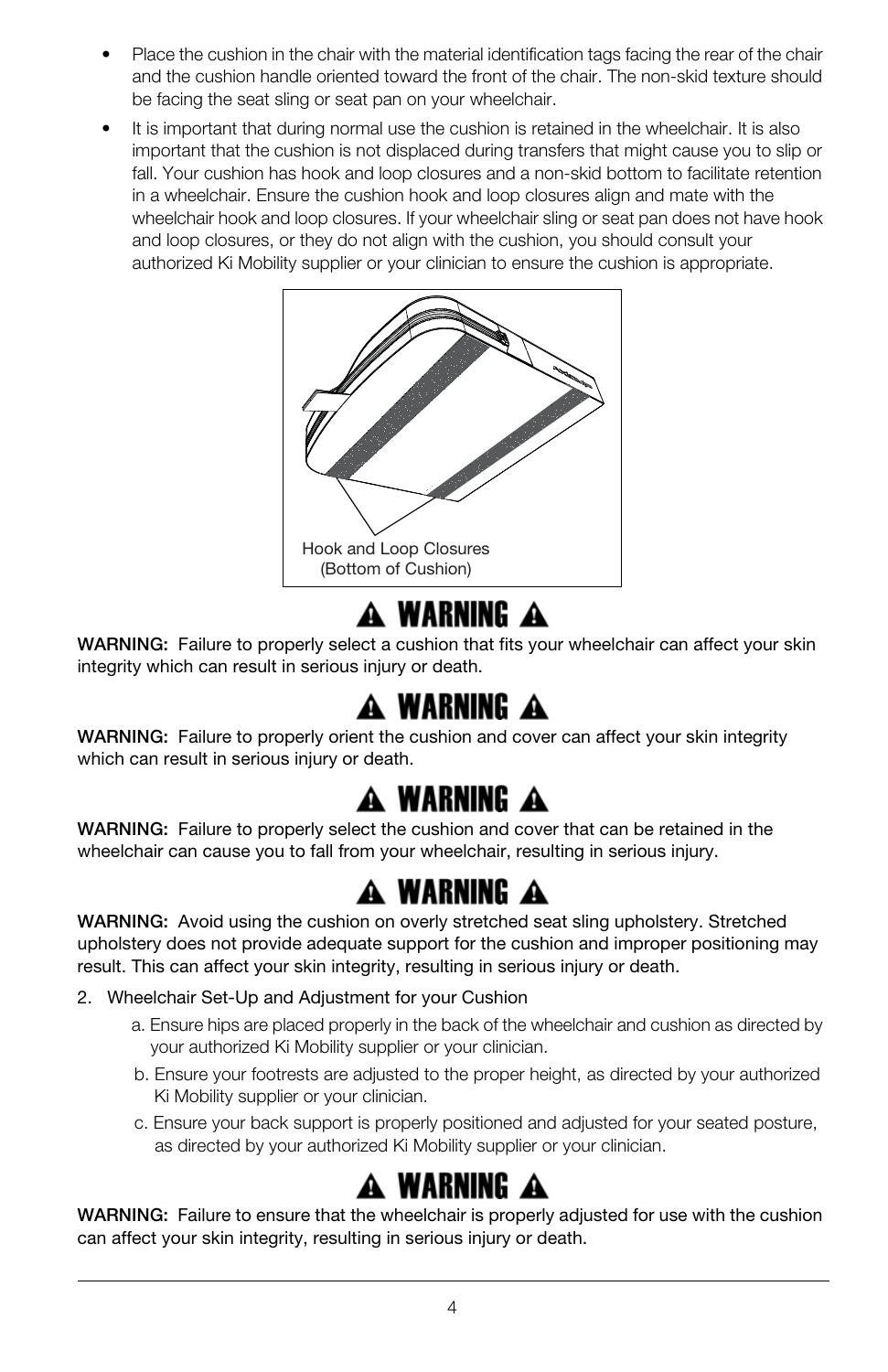- Place the cushion in the chair with the material identification tags facing the rear of the chair and the cushion handle oriented toward the front of the chair. The non-skid texture should be facing the seat sling or seat pan on your wheelchair.
- It is important that during normal use the cushion is retained in the wheelchair. It is also important that the cushion is not displaced during transfers that might cause you to slip or fall. Your cushion has hook and loop closures and a non-skid bottom to facilitate retention in a wheelchair. Ensure the cushion hook and loop closures align and mate with the wheelchair hook and loop closures. If your wheelchair sling or seat pan does not have hook and loop closures, or they do not align with the cushion, you should consult your authorized Ki Mobility supplier or your clinician to ensure the cushion is appropriate.

Hook and Loop Closures
(Bottom of Cushion)

## ⚠ WARNING ⚠

WARNING: Failure to properly select a cushion that fits your wheelchair can affect your skin integrity which can result in serious injury or death.

## ⚠ WARNING ⚠

WARNING: Failure to properly orient the cushion and cover can affect your skin integrity which can result in serious injury or death.

## ⚠ WARNING ⚠

WARNING: Failure to properly select the cushion and cover that can be retained in the wheelchair can cause you to fall from your wheelchair, resulting in serious injury.

## ⚠ WARNING ⚠

WARNING: Avoid using the cushion on overly stretched seat sling upholstery. Stretched upholstery does not provide adequate support for the cushion and improper positioning may result. This can affect your skin integrity, resulting in serious injury or death.

2. Wheelchair Set-Up and Adjustment for your Cushion
   a. Ensure hips are placed properly in the back of the wheelchair and cushion as directed by your authorized Ki Mobility supplier or your clinician.
   b. Ensure your footrests are adjusted to the proper height, as directed by your authorized Ki Mobility supplier or your clinician.
   c. Ensure your back support is properly positioned and adjusted for your seated posture, as directed by your authorized Ki Mobility supplier or your clinician.

## ⚠ WARNING ⚠

WARNING: Failure to ensure that the wheelchair is properly adjusted for use with the cushion can affect your skin integrity, resulting in serious injury or death.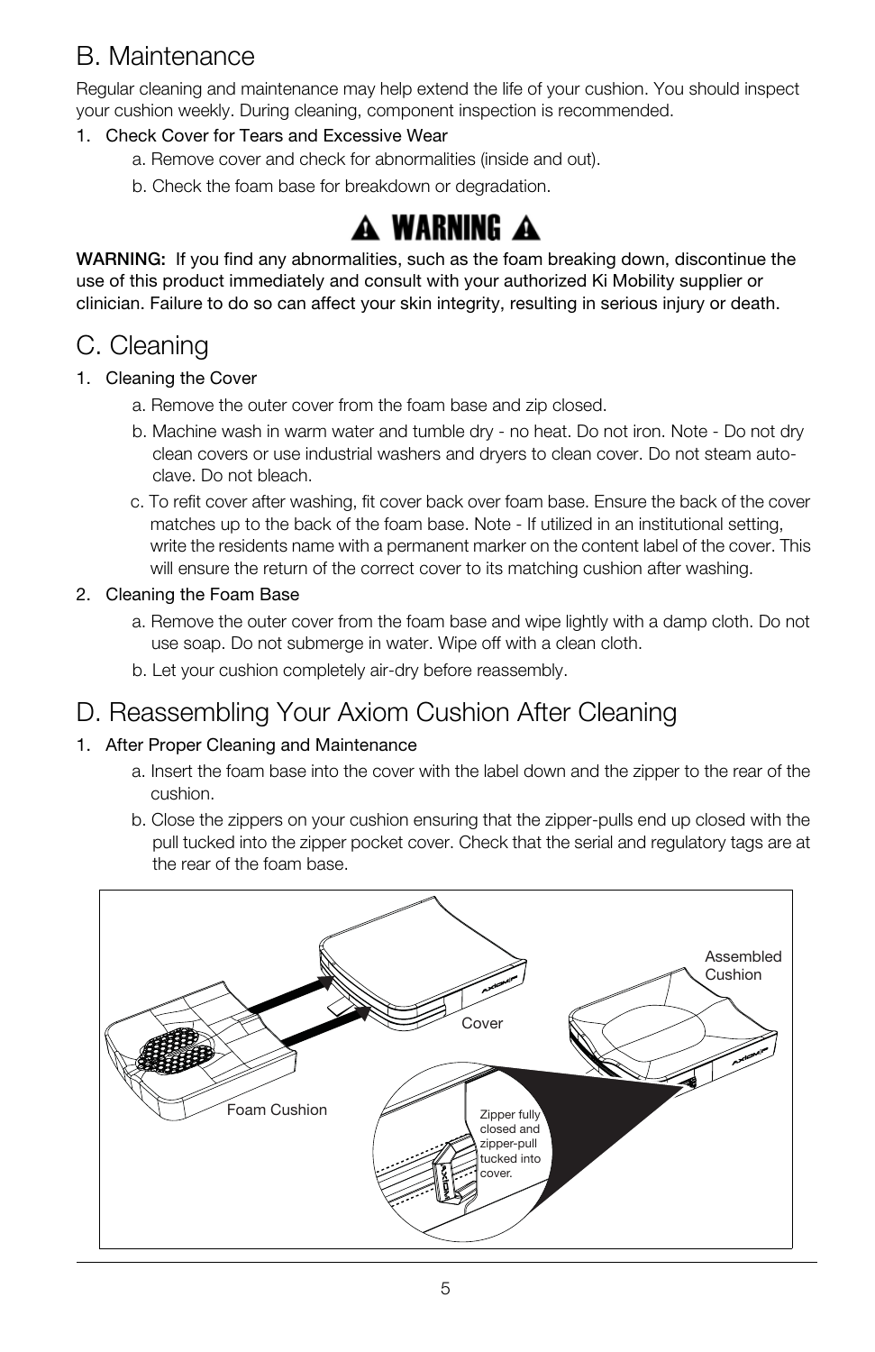## B. Maintenance

Regular cleaning and maintenance may help extend the life of your cushion. You should inspect your cushion weekly. During cleaning, component inspection is recommended.

1. Check Cover for Tears and Excessive Wear
   a. Remove cover and check for abnormalities (inside and out).
   b. Check the foam base for breakdown or degradation.

**⚠ WARNING ⚠**

WARNING: If you find any abnormalities, such as the foam breaking down, discontinue the use of this product immediately and consult with your authorized Ki Mobility supplier or clinician. Failure to do so can affect your skin integrity, resulting in serious injury or death.

## C. Cleaning

1. Cleaning the Cover
   a. Remove the outer cover from the foam base and zip closed.
   b. Machine wash in warm water and tumble dry - no heat. Do not iron. Note - Do not dry clean covers or use industrial washers and dryers to clean cover. Do not steam autoclave. Do not bleach.
   c. To refit cover after washing, fit cover back over foam base. Ensure the back of the cover matches up to the back of the foam base. Note - If utilized in an institutional setting, write the residents name with a permanent marker on the content label of the cover. This will ensure the return of the correct cover to its matching cushion after washing.
2. Cleaning the Foam Base
   a. Remove the outer cover from the foam base and wipe lightly with a damp cloth. Do not use soap. Do not submerge in water. Wipe off with a clean cloth.
   b. Let your cushion completely air-dry before reassembly.

## D. Reassembling Your Axiom Cushion After Cleaning

1. After Proper Cleaning and Maintenance
   a. Insert the foam base into the cover with the label down and the zipper to the rear of the cushion.
   b. Close the zippers on your cushion ensuring that the zipper-pulls end up closed with the pull tucked into the zipper pocket cover. Check that the serial and regulatory tags are at the rear of the foam base.

Foam Cushion

Cover

Assembled Cushion

Zipper fully closed and zipper-pull tucked into cover.